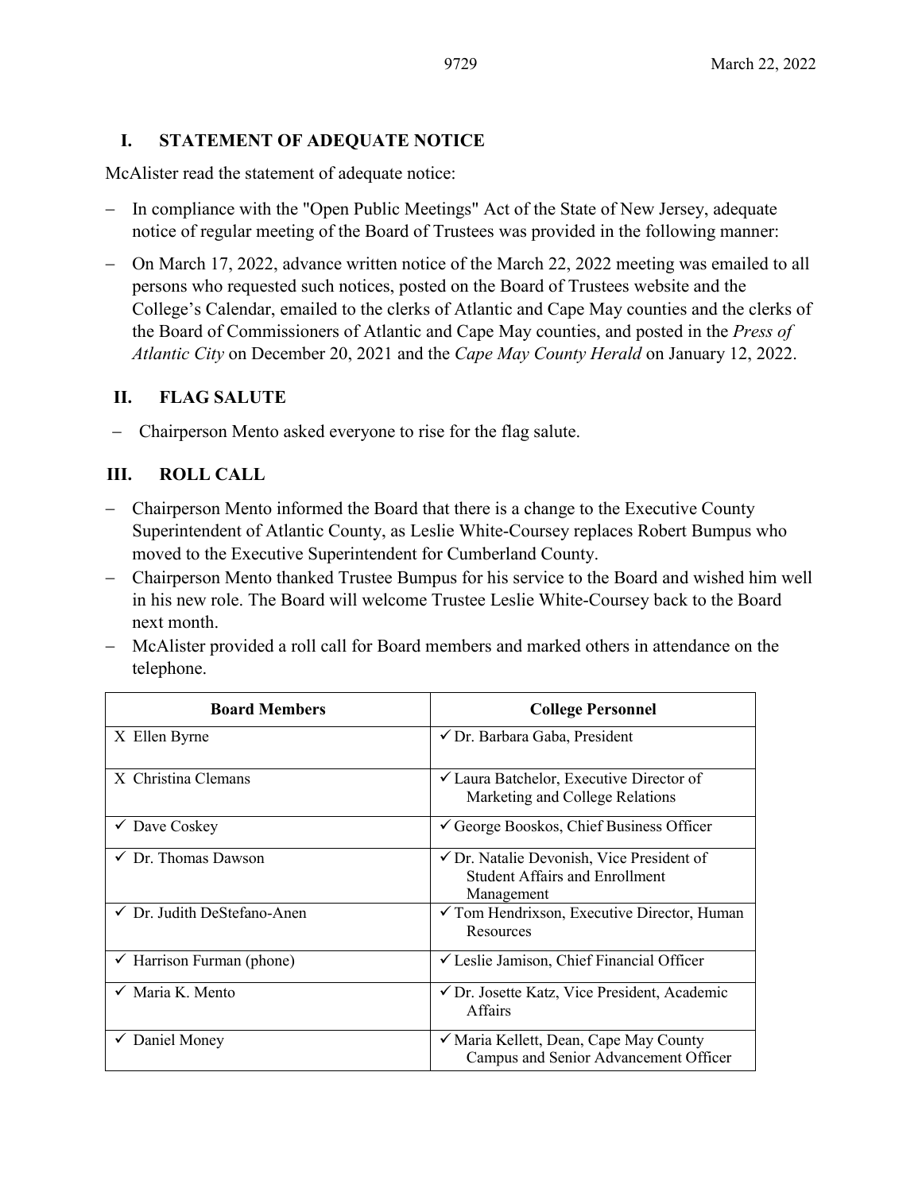## I. STATEMENT OF ADEQUATE NOTICE

McAlister read the statement of adequate notice:

- In compliance with the "Open Public Meetings" Act of the State of New Jersey, adequate notice of regular meeting of the Board of Trustees was provided in the following manner:
- On March 17, 2022, advance written notice of the March 22, 2022 meeting was emailed to all persons who requested such notices, posted on the Board of Trustees website and the College's Calendar, emailed to the clerks of Atlantic and Cape May counties and the clerks of the Board of Commissioners of Atlantic and Cape May counties, and posted in the *Press of Atlantic City* on December 20, 2021 and the *Cape May County Herald* on January 12, 2022.

## II. FLAG SALUTE

- Chairperson Mento asked everyone to rise for the flag salute.

## III. ROLL CALL

- Chairperson Mento informed the Board that there is a change to the Executive County Superintendent of Atlantic County, as Leslie White-Coursey replaces Robert Bumpus who moved to the Executive Superintendent for Cumberland County.
- Chairperson Mento thanked Trustee Bumpus for his service to the Board and wished him well in his new role. The Board will welcome Trustee Leslie White-Coursey back to the Board next month.
- McAlister provided a roll call for Board members and marked others in attendance on the telephone.

| Board Members | College Personnel |
|---|---|
| X Ellen Byrne | ✓ Dr. Barbara Gaba, President |
| X Christina Clemans | ✓ Laura Batchelor, Executive Director of Marketing and College Relations |
| ✓ Dave Coskey | ✓ George Booskos, Chief Business Officer |
| ✓ Dr. Thomas Dawson | ✓ Dr. Natalie Devonish, Vice President of Student Affairs and Enrollment Management |
| ✓ Dr. Judith DeStefano-Anen | ✓ Tom Hendrixson, Executive Director, Human Resources |
| ✓ Harrison Furman (phone) | ✓ Leslie Jamison, Chief Financial Officer |
| ✓ Maria K. Mento | ✓ Dr. Josette Katz, Vice President, Academic Affairs |
| ✓ Daniel Money | ✓ Maria Kellett, Dean, Cape May County Campus and Senior Advancement Officer |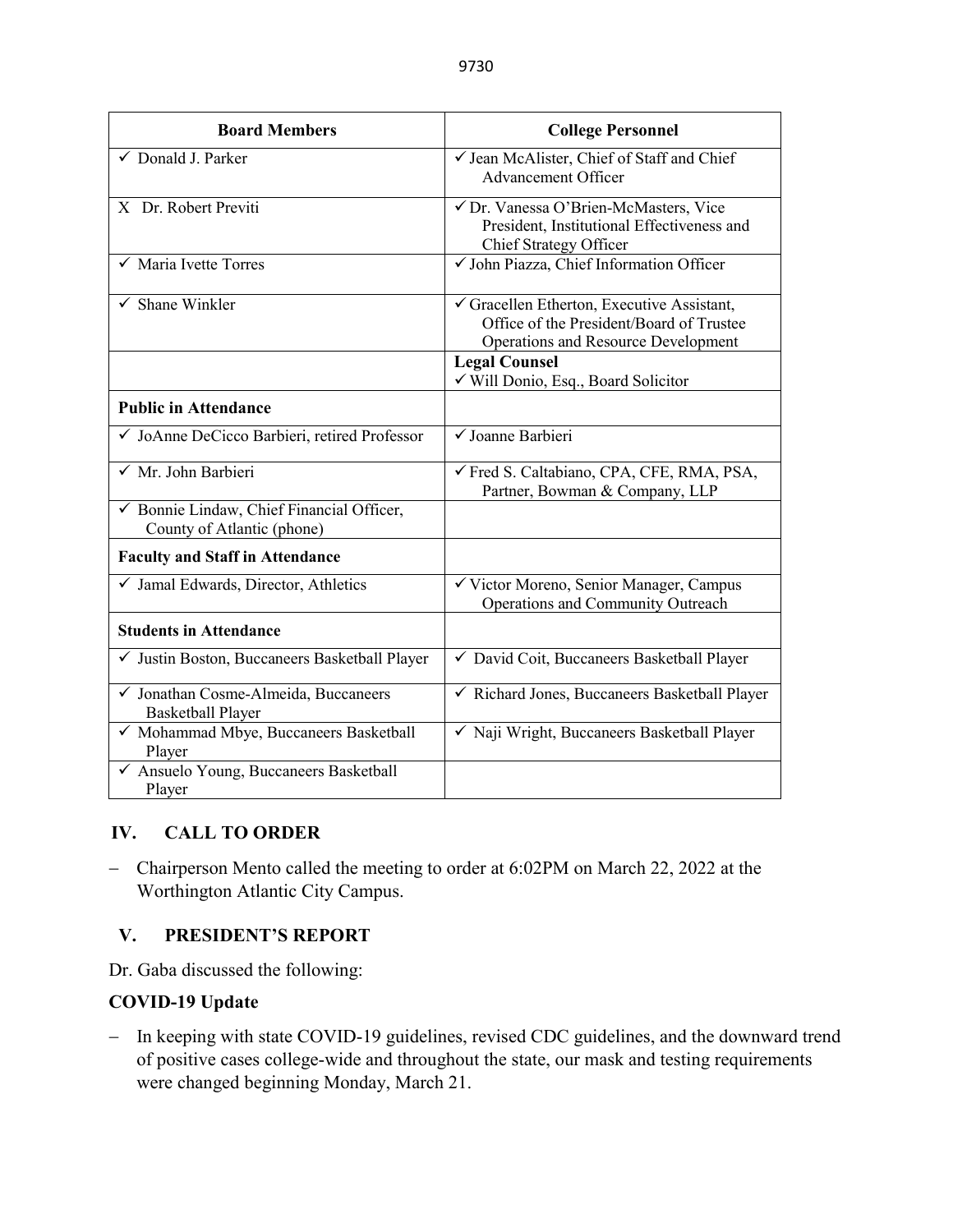| Board Members | College Personnel |
| --- | --- |
| ✓ Donald J. Parker | ✓ Jean McAlister, Chief of Staff and Chief Advancement Officer |
| X Dr. Robert Previti | ✓ Dr. Vanessa O'Brien-McMasters, Vice President, Institutional Effectiveness and Chief Strategy Officer |
| ✓ Maria Ivette Torres | ✓ John Piazza, Chief Information Officer |
| ✓ Shane Winkler | ✓ Gracellen Etherton, Executive Assistant, Office of the President/Board of Trustee Operations and Resource Development |
| | **Legal Counsel** ✓ Will Donio, Esq., Board Solicitor |
| **Public in Attendance** | |
| ✓ JoAnne DeCicco Barbieri, retired Professor | ✓ Joanne Barbieri |
| ✓ Mr. John Barbieri | ✓ Fred S. Caltabiano, CPA, CFE, RMA, PSA, Partner, Bowman & Company, LLP |
| ✓ Bonnie Lindaw, Chief Financial Officer, County of Atlantic (phone) | |
| **Faculty and Staff in Attendance** | |
| ✓ Jamal Edwards, Director, Athletics | ✓ Victor Moreno, Senior Manager, Campus Operations and Community Outreach |
| **Students in Attendance** | |
| ✓ Justin Boston, Buccaneers Basketball Player | ✓ David Coit, Buccaneers Basketball Player |
| ✓ Jonathan Cosme-Almeida, Buccaneers Basketball Player | ✓ Richard Jones, Buccaneers Basketball Player |
| ✓ Mohammad Mbye, Buccaneers Basketball Player | ✓ Naji Wright, Buccaneers Basketball Player |
| ✓ Ansuelo Young, Buccaneers Basketball Player | |

## IV. CALL TO ORDER

– Chairperson Mento called the meeting to order at 6:02PM on March 22, 2022 at the Worthington Atlantic City Campus.

## V. PRESIDENT'S REPORT

Dr. Gaba discussed the following:

### COVID-19 Update

– In keeping with state COVID-19 guidelines, revised CDC guidelines, and the downward trend of positive cases college-wide and throughout the state, our mask and testing requirements were changed beginning Monday, March 21.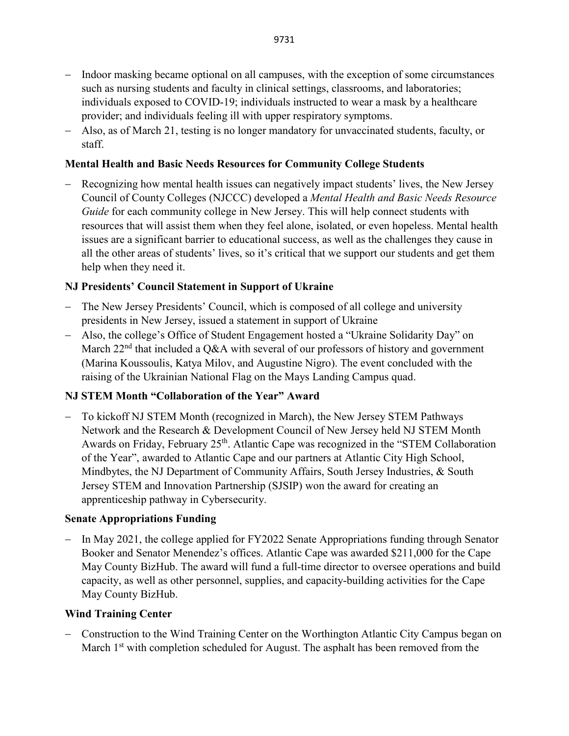- Indoor masking became optional on all campuses, with the exception of some circumstances such as nursing students and faculty in clinical settings, classrooms, and laboratories; individuals exposed to COVID-19; individuals instructed to wear a mask by a healthcare provider; and individuals feeling ill with upper respiratory symptoms.
- Also, as of March 21, testing is no longer mandatory for unvaccinated students, faculty, or staff.

**Mental Health and Basic Needs Resources for Community College Students**

- Recognizing how mental health issues can negatively impact students' lives, the New Jersey Council of County Colleges (NJCCC) developed a *Mental Health and Basic Needs Resource Guide* for each community college in New Jersey. This will help connect students with resources that will assist them when they feel alone, isolated, or even hopeless. Mental health issues are a significant barrier to educational success, as well as the challenges they cause in all the other areas of students' lives, so it's critical that we support our students and get them help when they need it.

**NJ Presidents' Council Statement in Support of Ukraine**

- The New Jersey Presidents' Council, which is composed of all college and university presidents in New Jersey, issued a statement in support of Ukraine
- Also, the college's Office of Student Engagement hosted a "Ukraine Solidarity Day" on March 22nd that included a Q&A with several of our professors of history and government (Marina Koussoulis, Katya Milov, and Augustine Nigro). The event concluded with the raising of the Ukrainian National Flag on the Mays Landing Campus quad.

**NJ STEM Month "Collaboration of the Year" Award**

- To kickoff NJ STEM Month (recognized in March), the New Jersey STEM Pathways Network and the Research & Development Council of New Jersey held NJ STEM Month Awards on Friday, February 25th. Atlantic Cape was recognized in the "STEM Collaboration of the Year", awarded to Atlantic Cape and our partners at Atlantic City High School, Mindbytes, the NJ Department of Community Affairs, South Jersey Industries, & South Jersey STEM and Innovation Partnership (SJSIP) won the award for creating an apprenticeship pathway in Cybersecurity.

**Senate Appropriations Funding**

- In May 2021, the college applied for FY2022 Senate Appropriations funding through Senator Booker and Senator Menendez's offices. Atlantic Cape was awarded $211,000 for the Cape May County BizHub. The award will fund a full-time director to oversee operations and build capacity, as well as other personnel, supplies, and capacity-building activities for the Cape May County BizHub.

**Wind Training Center**

- Construction to the Wind Training Center on the Worthington Atlantic City Campus began on March 1st with completion scheduled for August. The asphalt has been removed from the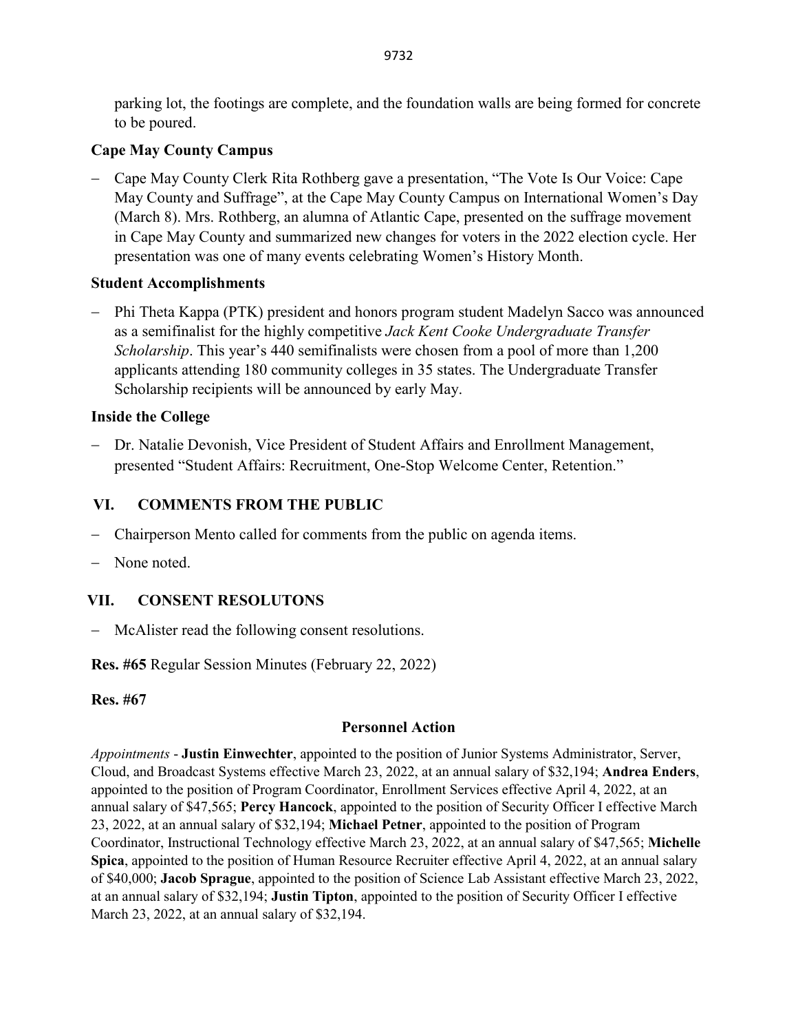parking lot, the footings are complete, and the foundation walls are being formed for concrete to be poured.

**Cape May County Campus**

- Cape May County Clerk Rita Rothberg gave a presentation, "The Vote Is Our Voice: Cape May County and Suffrage", at the Cape May County Campus on International Women's Day (March 8). Mrs. Rothberg, an alumna of Atlantic Cape, presented on the suffrage movement in Cape May County and summarized new changes for voters in the 2022 election cycle. Her presentation was one of many events celebrating Women's History Month.

**Student Accomplishments**

- Phi Theta Kappa (PTK) president and honors program student Madelyn Sacco was announced as a semifinalist for the highly competitive *Jack Kent Cooke Undergraduate Transfer Scholarship*. This year's 440 semifinalists were chosen from a pool of more than 1,200 applicants attending 180 community colleges in 35 states. The Undergraduate Transfer Scholarship recipients will be announced by early May.

**Inside the College**

- Dr. Natalie Devonish, Vice President of Student Affairs and Enrollment Management, presented "Student Affairs: Recruitment, One-Stop Welcome Center, Retention."

## VI. COMMENTS FROM THE PUBLIC

- Chairperson Mento called for comments from the public on agenda items.
- None noted.

## VII. CONSENT RESOLUTONS

- McAlister read the following consent resolutions.

**Res. #65** Regular Session Minutes (February 22, 2022)

**Res. #67**

**Personnel Action**

*Appointments* - **Justin Einwechter**, appointed to the position of Junior Systems Administrator, Server, Cloud, and Broadcast Systems effective March 23, 2022, at an annual salary of $32,194; **Andrea Enders**, appointed to the position of Program Coordinator, Enrollment Services effective April 4, 2022, at an annual salary of $47,565; **Percy Hancock**, appointed to the position of Security Officer I effective March 23, 2022, at an annual salary of $32,194; **Michael Petner**, appointed to the position of Program Coordinator, Instructional Technology effective March 23, 2022, at an annual salary of $47,565; **Michelle Spica**, appointed to the position of Human Resource Recruiter effective April 4, 2022, at an annual salary of $40,000; **Jacob Sprague**, appointed to the position of Science Lab Assistant effective March 23, 2022, at an annual salary of $32,194; **Justin Tipton**, appointed to the position of Security Officer I effective March 23, 2022, at an annual salary of $32,194.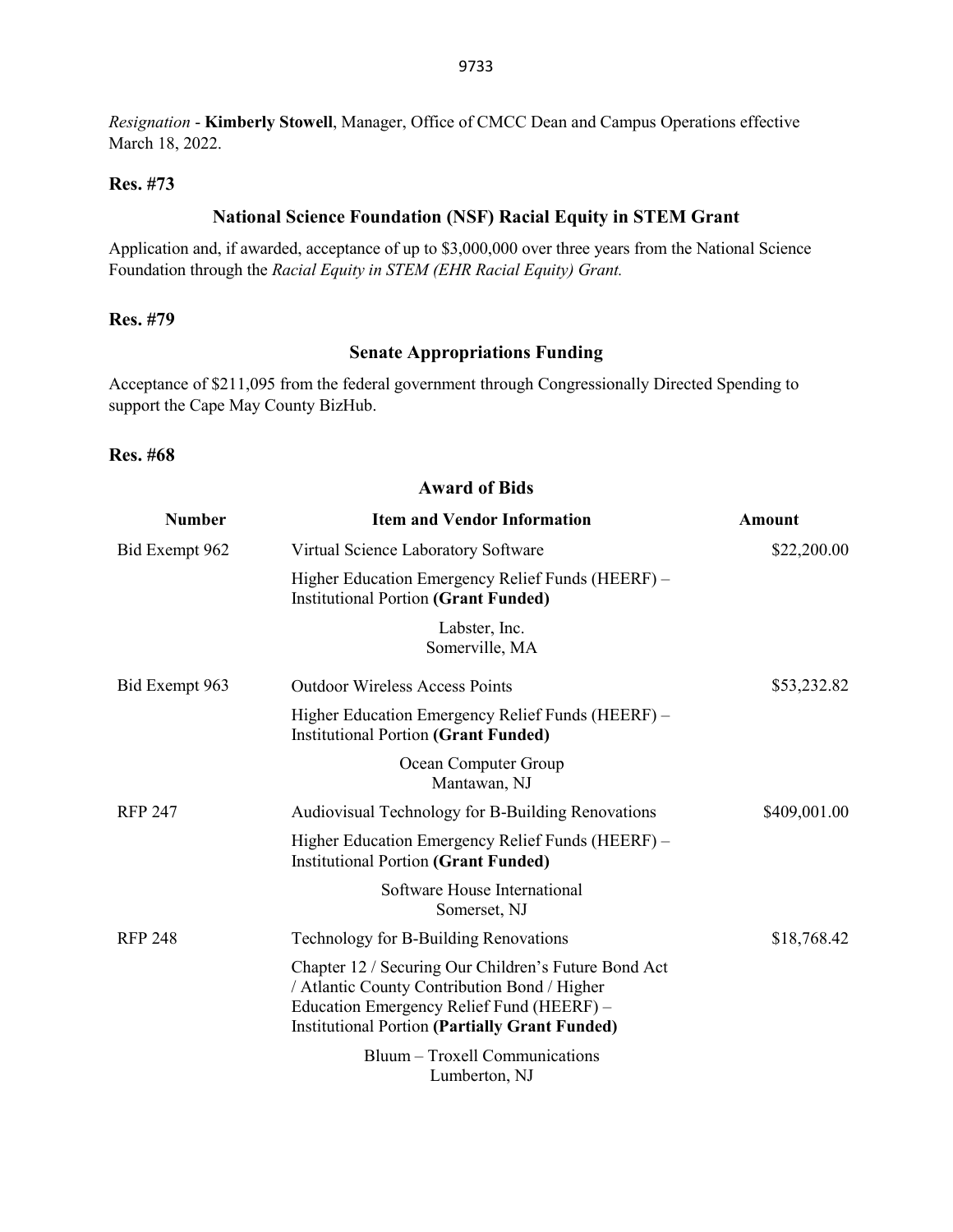*Resignation* - **Kimberly Stowell**, Manager, Office of CMCC Dean and Campus Operations effective March 18, 2022.

**Res. #73**

### National Science Foundation (NSF) Racial Equity in STEM Grant

Application and, if awarded, acceptance of up to $3,000,000 over three years from the National Science Foundation through the *Racial Equity in STEM (EHR Racial Equity) Grant.*

**Res. #79**

### Senate Appropriations Funding

Acceptance of $211,095 from the federal government through Congressionally Directed Spending to support the Cape May County BizHub.

**Res. #68**

### Award of Bids

| Number | Item and Vendor Information | Amount |
|---|---|---|
| Bid Exempt 962 | Virtual Science Laboratory Software<br>Higher Education Emergency Relief Funds (HEERF) – Institutional Portion **(Grant Funded)**<br>Labster, Inc.<br>Somerville, MA | $22,200.00 |
| Bid Exempt 963 | Outdoor Wireless Access Points<br>Higher Education Emergency Relief Funds (HEERF) – Institutional Portion **(Grant Funded)**<br>Ocean Computer Group<br>Mantawan, NJ | $53,232.82 |
| RFP 247 | Audiovisual Technology for B-Building Renovations<br>Higher Education Emergency Relief Funds (HEERF) – Institutional Portion **(Grant Funded)**<br>Software House International<br>Somerset, NJ | $409,001.00 |
| RFP 248 | Technology for B-Building Renovations<br>Chapter 12 / Securing Our Children's Future Bond Act / Atlantic County Contribution Bond / Higher Education Emergency Relief Fund (HEERF) – Institutional Portion **(Partially Grant Funded)**<br>Bluum – Troxell Communications<br>Lumberton, NJ | $18,768.42 |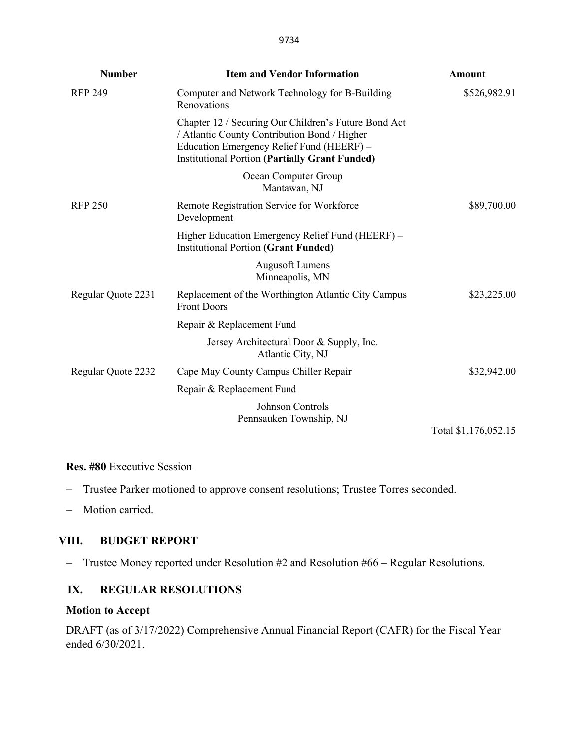| Number | Item and Vendor Information | Amount |
|---|---|---|
| RFP 249 | Computer and Network Technology for B-Building Renovations<br>Chapter 12 / Securing Our Children's Future Bond Act / Atlantic County Contribution Bond / Higher Education Emergency Relief Fund (HEERF) – Institutional Portion **(Partially Grant Funded)**<br>Ocean Computer Group<br>Mantawan, NJ | $526,982.91 |
| RFP 250 | Remote Registration Service for Workforce Development<br>Higher Education Emergency Relief Fund (HEERF) – Institutional Portion **(Grant Funded)**<br>Augusoft Lumens<br>Minneapolis, MN | $89,700.00 |
| Regular Quote 2231 | Replacement of the Worthington Atlantic City Campus Front Doors<br>Repair & Replacement Fund<br>Jersey Architectural Door & Supply, Inc.<br>Atlantic City, NJ | $23,225.00 |
| Regular Quote 2232 | Cape May County Campus Chiller Repair<br>Repair & Replacement Fund<br>Johnson Controls<br>Pennsauken Township, NJ | $32,942.00 |
| | | Total $1,176,052.15 |

**Res. #80** Executive Session

- Trustee Parker motioned to approve consent resolutions; Trustee Torres seconded.
- Motion carried.

## VIII. BUDGET REPORT

- Trustee Money reported under Resolution #2 and Resolution #66 – Regular Resolutions.

## IX. REGULAR RESOLUTIONS

**Motion to Accept**

DRAFT (as of 3/17/2022) Comprehensive Annual Financial Report (CAFR) for the Fiscal Year ended 6/30/2021.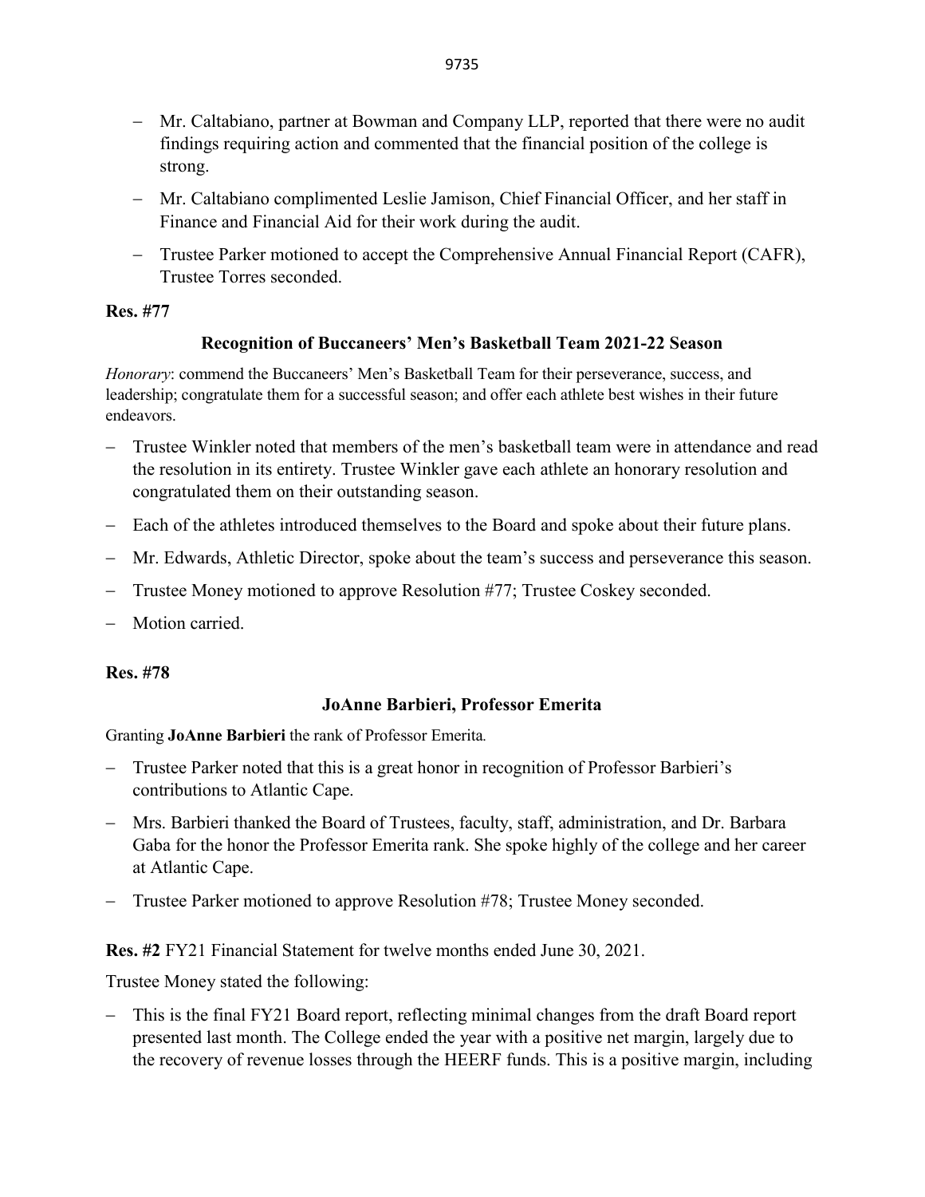- Mr. Caltabiano, partner at Bowman and Company LLP, reported that there were no audit findings requiring action and commented that the financial position of the college is strong.
- Mr. Caltabiano complimented Leslie Jamison, Chief Financial Officer, and her staff in Finance and Financial Aid for their work during the audit.
- Trustee Parker motioned to accept the Comprehensive Annual Financial Report (CAFR), Trustee Torres seconded.

**Res. #77**

**Recognition of Buccaneers' Men's Basketball Team 2021-22 Season**

*Honorary*: commend the Buccaneers' Men's Basketball Team for their perseverance, success, and leadership; congratulate them for a successful season; and offer each athlete best wishes in their future endeavors.

- Trustee Winkler noted that members of the men's basketball team were in attendance and read the resolution in its entirety. Trustee Winkler gave each athlete an honorary resolution and congratulated them on their outstanding season.
- Each of the athletes introduced themselves to the Board and spoke about their future plans.
- Mr. Edwards, Athletic Director, spoke about the team's success and perseverance this season.
- Trustee Money motioned to approve Resolution #77; Trustee Coskey seconded.
- Motion carried.

**Res. #78**

**JoAnne Barbieri, Professor Emerita**

Granting **JoAnne Barbieri** the rank of Professor Emerita.

- Trustee Parker noted that this is a great honor in recognition of Professor Barbieri's contributions to Atlantic Cape.
- Mrs. Barbieri thanked the Board of Trustees, faculty, staff, administration, and Dr. Barbara Gaba for the honor the Professor Emerita rank. She spoke highly of the college and her career at Atlantic Cape.
- Trustee Parker motioned to approve Resolution #78; Trustee Money seconded.

**Res. #2** FY21 Financial Statement for twelve months ended June 30, 2021.

Trustee Money stated the following:

- This is the final FY21 Board report, reflecting minimal changes from the draft Board report presented last month. The College ended the year with a positive net margin, largely due to the recovery of revenue losses through the HEERF funds. This is a positive margin, including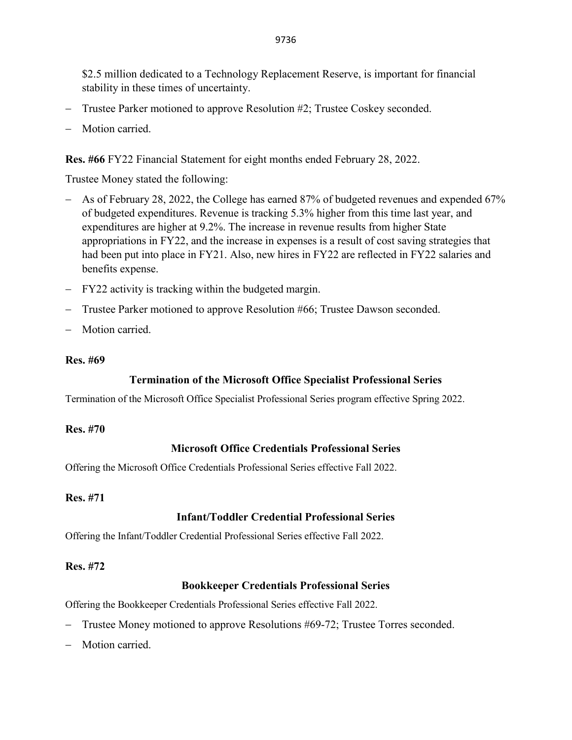$2.5 million dedicated to a Technology Replacement Reserve, is important for financial stability in these times of uncertainty.

- Trustee Parker motioned to approve Resolution #2; Trustee Coskey seconded.
- Motion carried.

**Res. #66** FY22 Financial Statement for eight months ended February 28, 2022.

Trustee Money stated the following:

- As of February 28, 2022, the College has earned 87% of budgeted revenues and expended 67% of budgeted expenditures. Revenue is tracking 5.3% higher from this time last year, and expenditures are higher at 9.2%. The increase in revenue results from higher State appropriations in FY22, and the increase in expenses is a result of cost saving strategies that had been put into place in FY21. Also, new hires in FY22 are reflected in FY22 salaries and benefits expense.
- FY22 activity is tracking within the budgeted margin.
- Trustee Parker motioned to approve Resolution #66; Trustee Dawson seconded.
- Motion carried.

**Res. #69**

**Termination of the Microsoft Office Specialist Professional Series**

Termination of the Microsoft Office Specialist Professional Series program effective Spring 2022.

**Res. #70**

**Microsoft Office Credentials Professional Series**

Offering the Microsoft Office Credentials Professional Series effective Fall 2022.

**Res. #71**

**Infant/Toddler Credential Professional Series**

Offering the Infant/Toddler Credential Professional Series effective Fall 2022.

**Res. #72**

**Bookkeeper Credentials Professional Series**

Offering the Bookkeeper Credentials Professional Series effective Fall 2022.

- Trustee Money motioned to approve Resolutions #69-72; Trustee Torres seconded.
- Motion carried.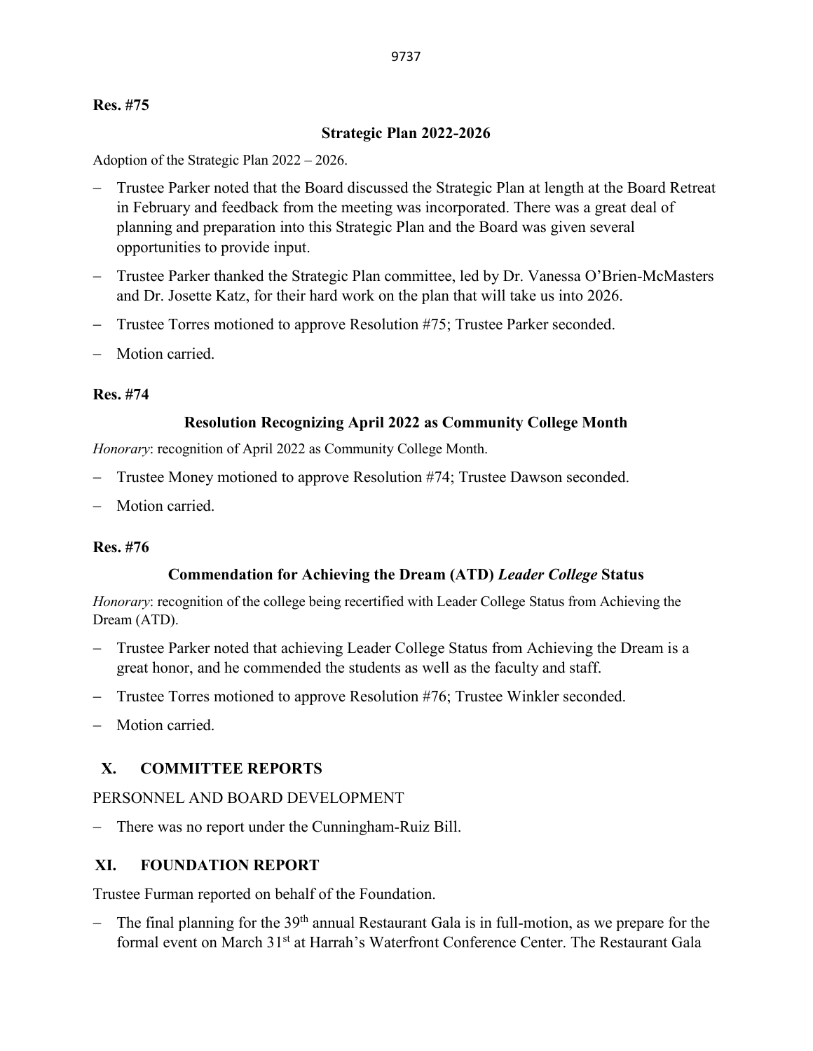**Res. #75**

**Strategic Plan 2022-2026**

Adoption of the Strategic Plan 2022 – 2026.

- Trustee Parker noted that the Board discussed the Strategic Plan at length at the Board Retreat in February and feedback from the meeting was incorporated. There was a great deal of planning and preparation into this Strategic Plan and the Board was given several opportunities to provide input.
- Trustee Parker thanked the Strategic Plan committee, led by Dr. Vanessa O'Brien-McMasters and Dr. Josette Katz, for their hard work on the plan that will take us into 2026.
- Trustee Torres motioned to approve Resolution #75; Trustee Parker seconded.
- Motion carried.

**Res. #74**

**Resolution Recognizing April 2022 as Community College Month**

*Honorary*: recognition of April 2022 as Community College Month.

- Trustee Money motioned to approve Resolution #74; Trustee Dawson seconded.
- Motion carried.

**Res. #76**

**Commendation for Achieving the Dream (ATD) *Leader College* Status**

*Honorary*: recognition of the college being recertified with Leader College Status from Achieving the Dream (ATD).

- Trustee Parker noted that achieving Leader College Status from Achieving the Dream is a great honor, and he commended the students as well as the faculty and staff.
- Trustee Torres motioned to approve Resolution #76; Trustee Winkler seconded.
- Motion carried.

## X. COMMITTEE REPORTS

PERSONNEL AND BOARD DEVELOPMENT

- There was no report under the Cunningham-Ruiz Bill.

## XI. FOUNDATION REPORT

Trustee Furman reported on behalf of the Foundation.

- The final planning for the 39th annual Restaurant Gala is in full-motion, as we prepare for the formal event on March 31st at Harrah's Waterfront Conference Center. The Restaurant Gala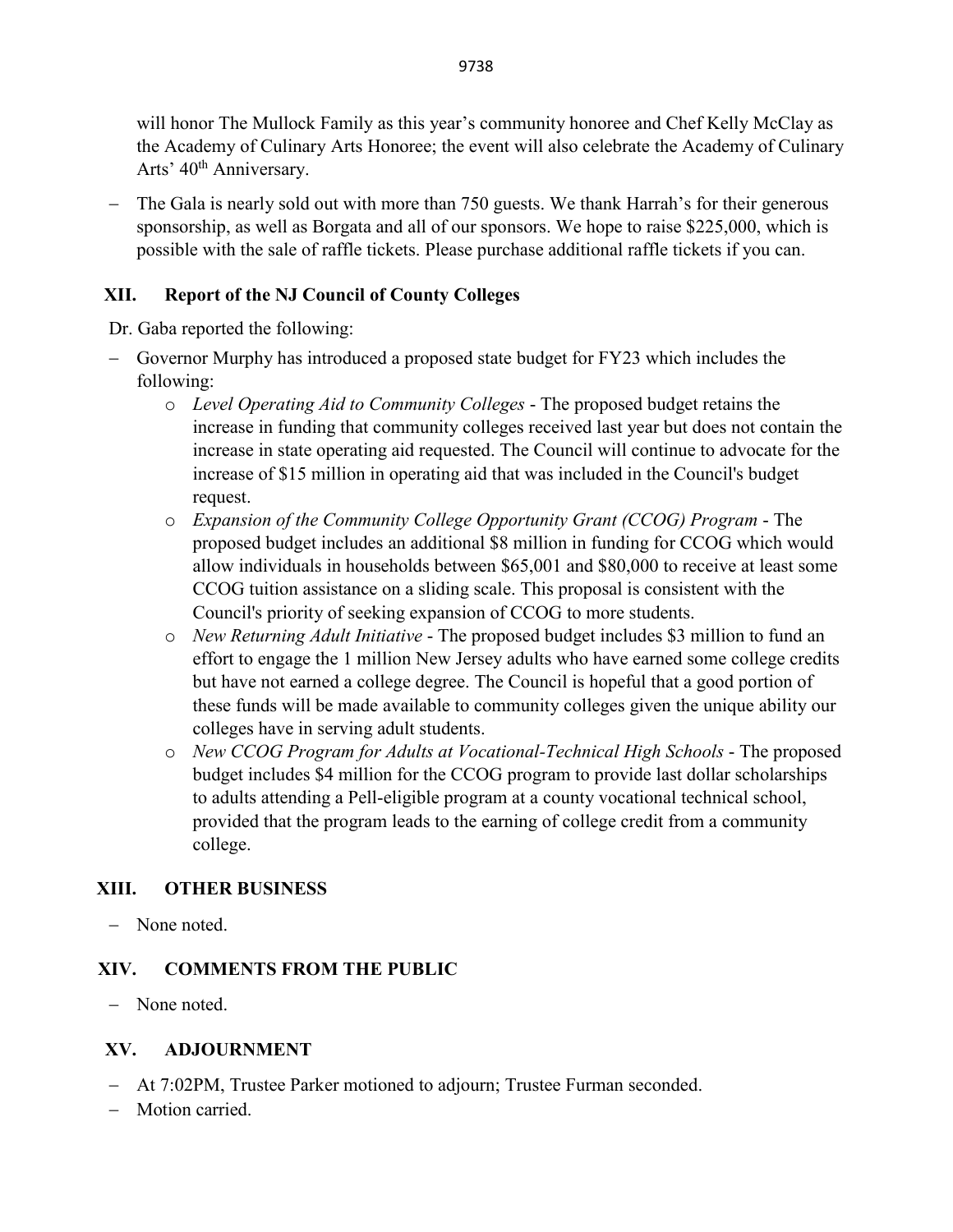will honor The Mullock Family as this year's community honoree and Chef Kelly McClay as the Academy of Culinary Arts Honoree; the event will also celebrate the Academy of Culinary Arts' 40th Anniversary.

- The Gala is nearly sold out with more than 750 guests. We thank Harrah's for their generous sponsorship, as well as Borgata and all of our sponsors. We hope to raise $225,000, which is possible with the sale of raffle tickets. Please purchase additional raffle tickets if you can.

## XII. Report of the NJ Council of County Colleges

Dr. Gaba reported the following:

- Governor Murphy has introduced a proposed state budget for FY23 which includes the following:
  - *Level Operating Aid to Community Colleges* - The proposed budget retains the increase in funding that community colleges received last year but does not contain the increase in state operating aid requested. The Council will continue to advocate for the increase of $15 million in operating aid that was included in the Council's budget request.
  - *Expansion of the Community College Opportunity Grant (CCOG) Program* - The proposed budget includes an additional $8 million in funding for CCOG which would allow individuals in households between $65,001 and $80,000 to receive at least some CCOG tuition assistance on a sliding scale. This proposal is consistent with the Council's priority of seeking expansion of CCOG to more students.
  - *New Returning Adult Initiative* - The proposed budget includes $3 million to fund an effort to engage the 1 million New Jersey adults who have earned some college credits but have not earned a college degree. The Council is hopeful that a good portion of these funds will be made available to community colleges given the unique ability our colleges have in serving adult students.
  - *New CCOG Program for Adults at Vocational-Technical High Schools* - The proposed budget includes $4 million for the CCOG program to provide last dollar scholarships to adults attending a Pell-eligible program at a county vocational technical school, provided that the program leads to the earning of college credit from a community college.

## XIII. OTHER BUSINESS

- None noted.

## XIV. COMMENTS FROM THE PUBLIC

- None noted.

## XV. ADJOURNMENT

- At 7:02PM, Trustee Parker motioned to adjourn; Trustee Furman seconded.
- Motion carried.